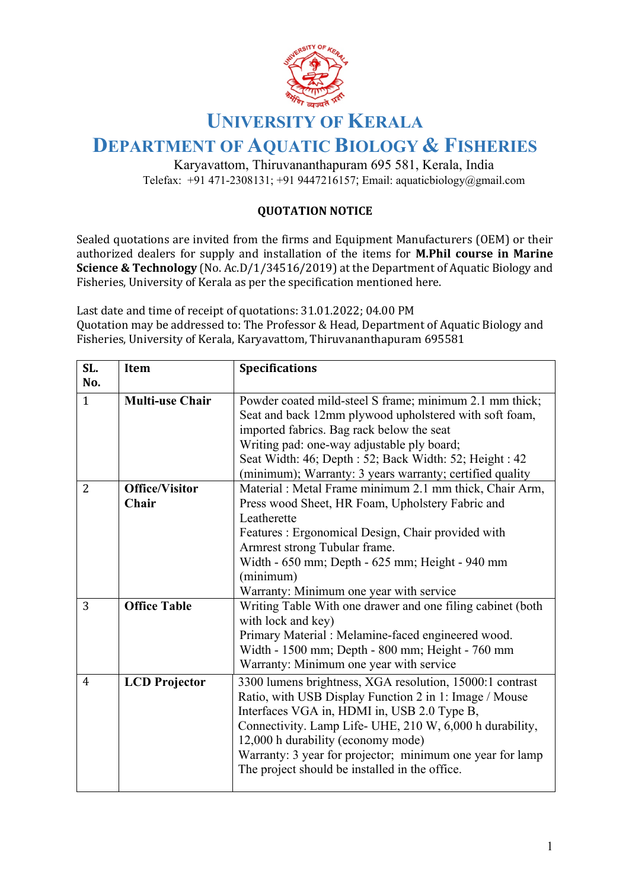# UNIVERSITY OF KERALA

## DEPARTMENT OF AQUATIC BIOLOGY & FISHERIES

Karyavattom, Thiruvananthapuram 695 581, Kerala, India

Telefax: +91 471-2308131; +91 9447216157; Email: aquaticbiology@gmail.com

### QUOTATION NOTICE

Sealed quotations are invited from the firms and Equipment Manufacturers (OEM) or their authorized dealers for supply and installation of the items for **M.Phil course in Marine Science & Technology** (No. Ac.D/1/34516/2019) at the Department of Aquatic Biology and Fisheries, University of Kerala as per the specification mentioned here.

Last date and time of receipt of quotations: 31.01.2022; 04.00 PM

Quotation may be addressed to: The Professor & Head, Department of Aquatic Biology and Fisheries, University of Kerala, Karyavattom, Thiruvananthapuram 695581

| SL. No. | Item | Specifications |
|---|---|---|
| 1 | **Multi-use Chair** | Powder coated mild-steel S frame; minimum 2.1 mm thick; Seat and back 12mm plywood upholstered with soft foam, imported fabrics. Bag rack below the seat<br>Writing pad: one-way adjustable ply board;<br>Seat Width: 46; Depth : 52; Back Width: 52; Height : 42 (minimum); Warranty: 3 years warranty; certified quality |
| 2 | **Office/Visitor Chair** | Material : Metal Frame minimum 2.1 mm thick, Chair Arm, Press wood Sheet, HR Foam, Upholstery Fabric and Leatherette<br>Features : Ergonomical Design, Chair provided with Armrest strong Tubular frame.<br>Width - 650 mm; Depth - 625 mm; Height - 940 mm (minimum)<br>Warranty: Minimum one year with service |
| 3 | **Office Table** | Writing Table With one drawer and one filing cabinet (both with lock and key)<br>Primary Material : Melamine-faced engineered wood.<br>Width - 1500 mm; Depth - 800 mm; Height - 760 mm<br>Warranty: Minimum one year with service |
| 4 | **LCD Projector** | 3300 lumens brightness, XGA resolution, 15000:1 contrast Ratio, with USB Display Function 2 in 1: Image / Mouse Interfaces VGA in, HDMI in, USB 2.0 Type B, Connectivity. Lamp Life- UHE, 210 W, 6,000 h durability, 12,000 h durability (economy mode)<br>Warranty: 3 year for projector; minimum one year for lamp<br>The project should be installed in the office. |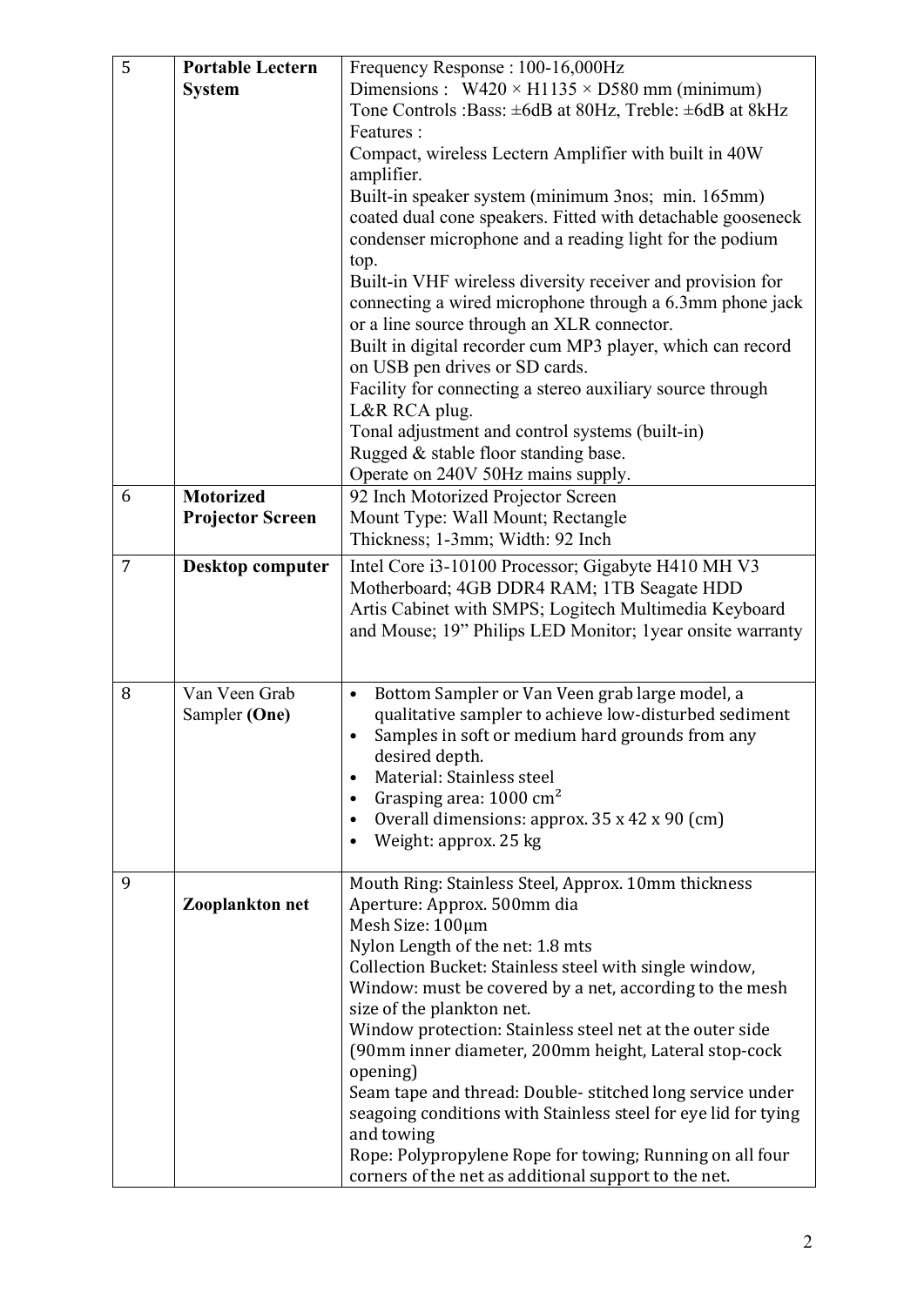| 5 | **Portable Lectern System** | Frequency Response : 100-16,000Hz<br>Dimensions : W420 × H1135 × D580 mm (minimum)<br>Tone Controls :Bass: ±6dB at 80Hz, Treble: ±6dB at 8kHz<br>Features :<br>Compact, wireless Lectern Amplifier with built in 40W amplifier.<br>Built-in speaker system (minimum 3nos; min. 165mm) coated dual cone speakers. Fitted with detachable gooseneck condenser microphone and a reading light for the podium top.<br>Built-in VHF wireless diversity receiver and provision for connecting a wired microphone through a 6.3mm phone jack or a line source through an XLR connector.<br>Built in digital recorder cum MP3 player, which can record on USB pen drives or SD cards.<br>Facility for connecting a stereo auxiliary source through L&R RCA plug.<br>Tonal adjustment and control systems (built-in)<br>Rugged & stable floor standing base.<br>Operate on 240V 50Hz mains supply. |
|---|---|---|
| 6 | **Motorized Projector Screen** | 92 Inch Motorized Projector Screen<br>Mount Type: Wall Mount; Rectangle<br>Thickness; 1-3mm; Width: 92 Inch |
| 7 | **Desktop computer** | Intel Core i3-10100 Processor; Gigabyte H410 MH V3 Motherboard; 4GB DDR4 RAM; 1TB Seagate HDD<br>Artis Cabinet with SMPS; Logitech Multimedia Keyboard and Mouse; 19" Philips LED Monitor; 1year onsite warranty |
| 8 | Van Veen Grab Sampler **(One)** | • Bottom Sampler or Van Veen grab large model, a qualitative sampler to achieve low-disturbed sediment<br>• Samples in soft or medium hard grounds from any desired depth.<br>• Material: Stainless steel<br>• Grasping area: 1000 cm²<br>• Overall dimensions: approx. 35 x 42 x 90 (cm)<br>• Weight: approx. 25 kg |
| 9 | **Zooplankton net** | Mouth Ring: Stainless Steel, Approx. 10mm thickness<br>Aperture: Approx. 500mm dia<br>Mesh Size: 100µm<br>Nylon Length of the net: 1.8 mts<br>Collection Bucket: Stainless steel with single window, Window: must be covered by a net, according to the mesh size of the plankton net.<br>Window protection: Stainless steel net at the outer side (90mm inner diameter, 200mm height, Lateral stop-cock opening)<br>Seam tape and thread: Double- stitched long service under seagoing conditions with Stainless steel for eye lid for tying and towing<br>Rope: Polypropylene Rope for towing; Running on all four corners of the net as additional support to the net. |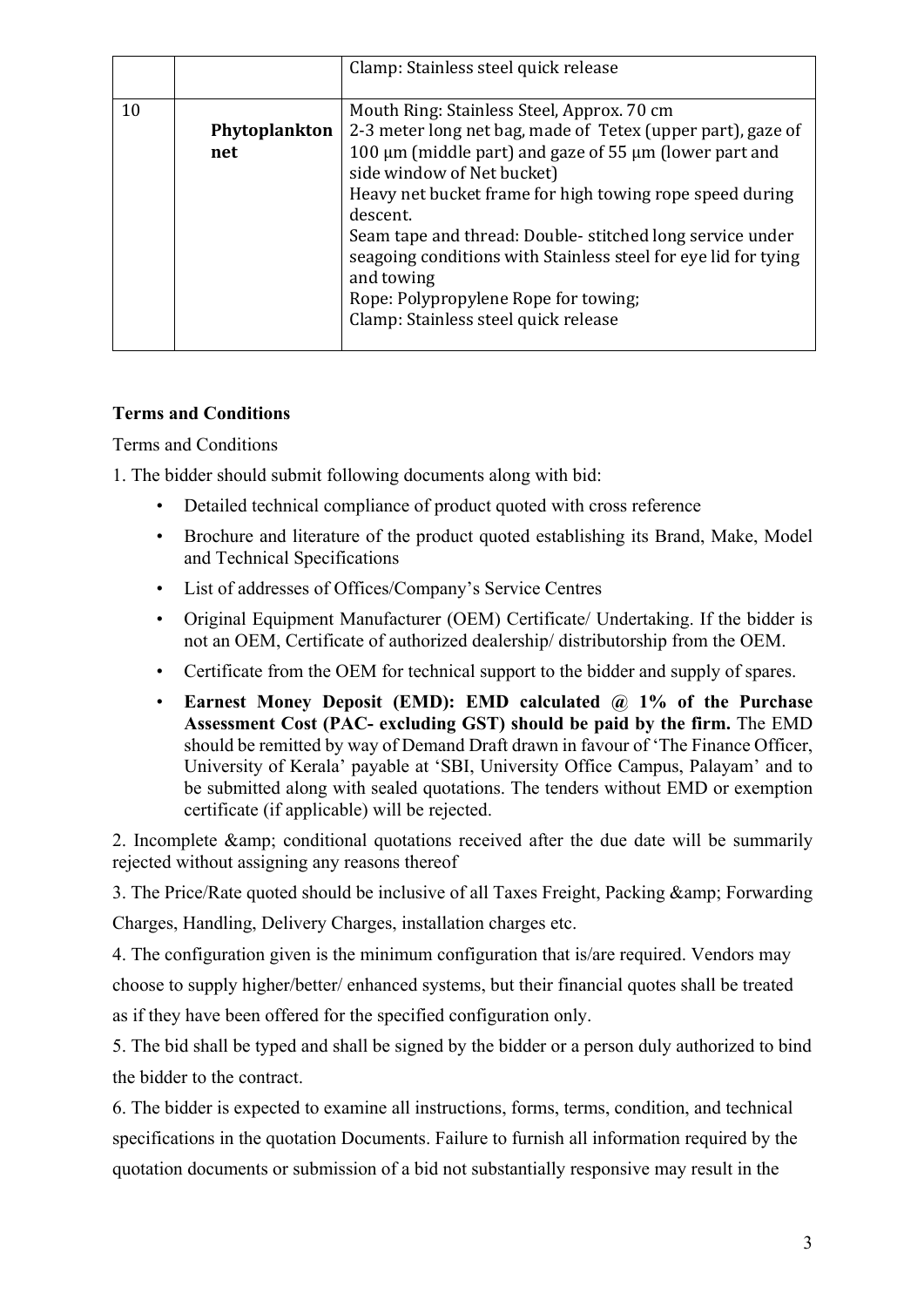| | | |
|---|---|---|
| | | Clamp: Stainless steel quick release |
| 10 | **Phytoplankton net** | Mouth Ring: Stainless Steel, Approx. 70 cm<br>2-3 meter long net bag, made of Tetex (upper part), gaze of 100 µm (middle part) and gaze of 55 µm (lower part and side window of Net bucket)<br>Heavy net bucket frame for high towing rope speed during descent.<br>Seam tape and thread: Double- stitched long service under seagoing conditions with Stainless steel for eye lid for tying and towing<br>Rope: Polypropylene Rope for towing;<br>Clamp: Stainless steel quick release |

**Terms and Conditions**

Terms and Conditions

1. The bidder should submit following documents along with bid:
   - Detailed technical compliance of product quoted with cross reference
   - Brochure and literature of the product quoted establishing its Brand, Make, Model and Technical Specifications
   - List of addresses of Offices/Company's Service Centres
   - Original Equipment Manufacturer (OEM) Certificate/ Undertaking. If the bidder is not an OEM, Certificate of authorized dealership/ distributorship from the OEM.
   - Certificate from the OEM for technical support to the bidder and supply of spares.
   - **Earnest Money Deposit (EMD): EMD calculated @ 1% of the Purchase Assessment Cost (PAC- excluding GST) should be paid by the firm.** The EMD should be remitted by way of Demand Draft drawn in favour of 'The Finance Officer, University of Kerala' payable at 'SBI, University Office Campus, Palayam' and to be submitted along with sealed quotations. The tenders without EMD or exemption certificate (if applicable) will be rejected.

2. Incomplete &amp; conditional quotations received after the due date will be summarily rejected without assigning any reasons thereof

3. The Price/Rate quoted should be inclusive of all Taxes Freight, Packing &amp; Forwarding Charges, Handling, Delivery Charges, installation charges etc.

4. The configuration given is the minimum configuration that is/are required. Vendors may choose to supply higher/better/ enhanced systems, but their financial quotes shall be treated as if they have been offered for the specified configuration only.

5. The bid shall be typed and shall be signed by the bidder or a person duly authorized to bind the bidder to the contract.

6. The bidder is expected to examine all instructions, forms, terms, condition, and technical specifications in the quotation Documents. Failure to furnish all information required by the quotation documents or submission of a bid not substantially responsive may result in the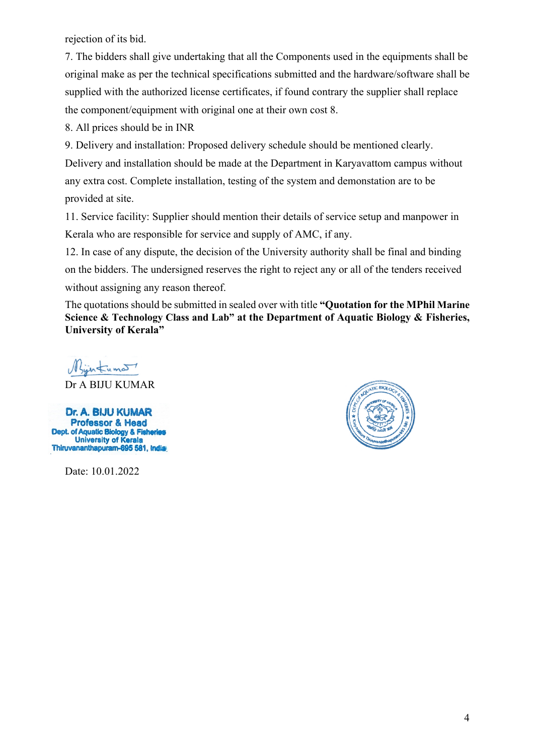rejection of its bid.

7. The bidders shall give undertaking that all the Components used in the equipments shall be original make as per the technical specifications submitted and the hardware/software shall be supplied with the authorized license certificates, if found contrary the supplier shall replace the component/equipment with original one at their own cost 8.

8. All prices should be in INR

9. Delivery and installation: Proposed delivery schedule should be mentioned clearly. Delivery and installation should be made at the Department in Karyavattom campus without any extra cost. Complete installation, testing of the system and demonstation are to be provided at site.

11. Service facility: Supplier should mention their details of service setup and manpower in Kerala who are responsible for service and supply of AMC, if any.

12. In case of any dispute, the decision of the University authority shall be final and binding on the bidders. The undersigned reserves the right to reject any or all of the tenders received without assigning any reason thereof.

The quotations should be submitted in sealed over with title **"Quotation for the MPhil Marine Science & Technology Class and Lab" at the Department of Aquatic Biology & Fisheries, University of Kerala"**

Dr A BIJU KUMAR

Dr. A. BIJU KUMAR
Professor & Head
Dept. of Aquatic Biology & Fisheries
University of Kerala
Thiruvananthapuram-695 581, India

Date: 10.01.2022